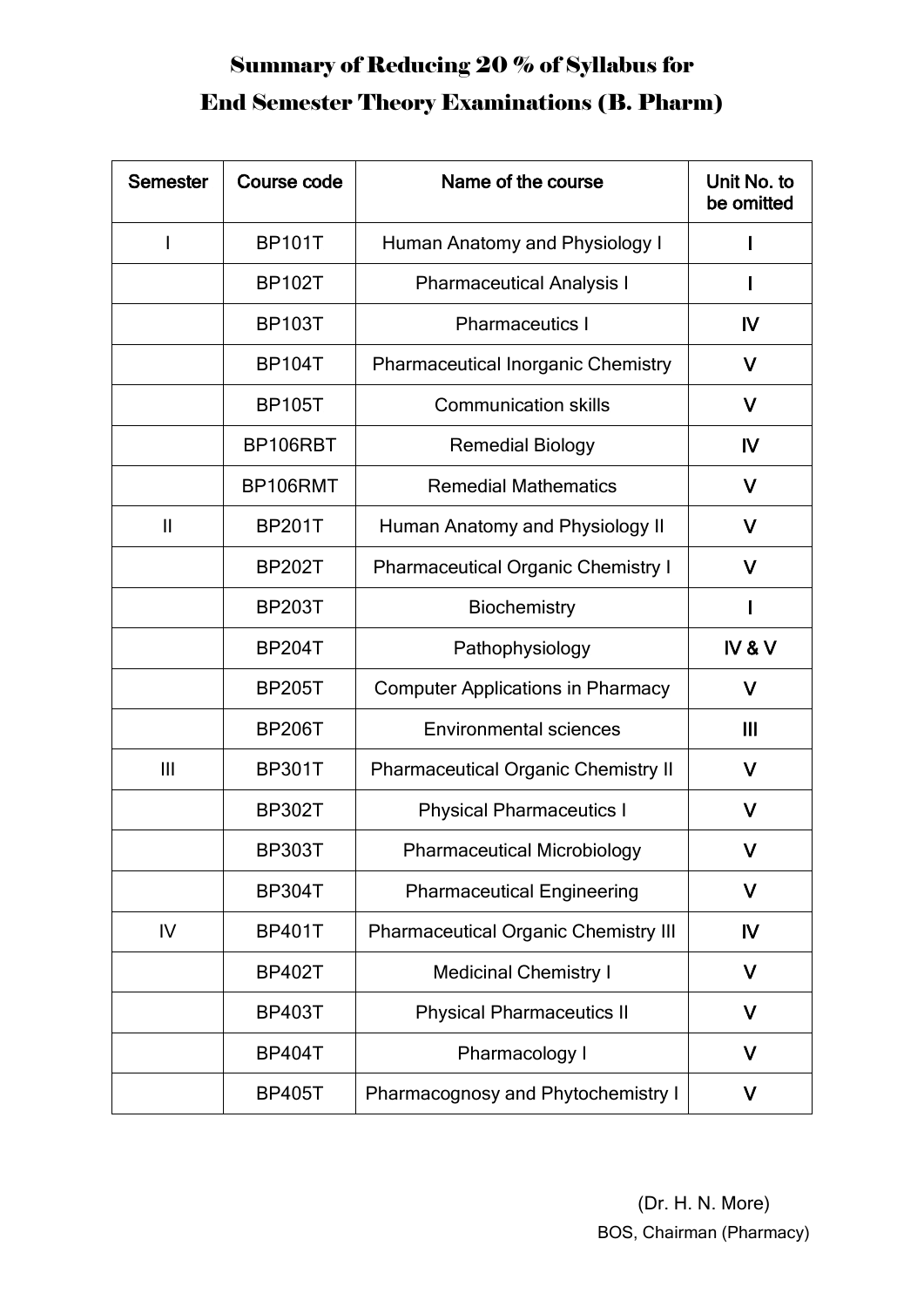# Summary of Reducing 20 % of Syllabus for End Semester Theory Examinations (B. Pharm)

| Semester | Course code | Name of the course | Unit No. to be omitted |
|---|---|---|---|
| I | BP101T | Human Anatomy and Physiology I | I |
| | BP102T | Pharmaceutical Analysis I | I |
| | BP103T | Pharmaceutics I | IV |
| | BP104T | Pharmaceutical Inorganic Chemistry | V |
| | BP105T | Communication skills | V |
| | BP106RBT | Remedial Biology | IV |
| | BP106RMT | Remedial Mathematics | V |
| II | BP201T | Human Anatomy and Physiology II | V |
| | BP202T | Pharmaceutical Organic Chemistry I | V |
| | BP203T | Biochemistry | I |
| | BP204T | Pathophysiology | IV & V |
| | BP205T | Computer Applications in Pharmacy | V |
| | BP206T | Environmental sciences | III |
| III | BP301T | Pharmaceutical Organic Chemistry II | V |
| | BP302T | Physical Pharmaceutics I | V |
| | BP303T | Pharmaceutical Microbiology | V |
| | BP304T | Pharmaceutical Engineering | V |
| IV | BP401T | Pharmaceutical Organic Chemistry III | IV |
| | BP402T | Medicinal Chemistry I | V |
| | BP403T | Physical Pharmaceutics II | V |
| | BP404T | Pharmacology I | V |
| | BP405T | Pharmacognosy and Phytochemistry I | V |

(Dr. H. N. More)
BOS, Chairman (Pharmacy)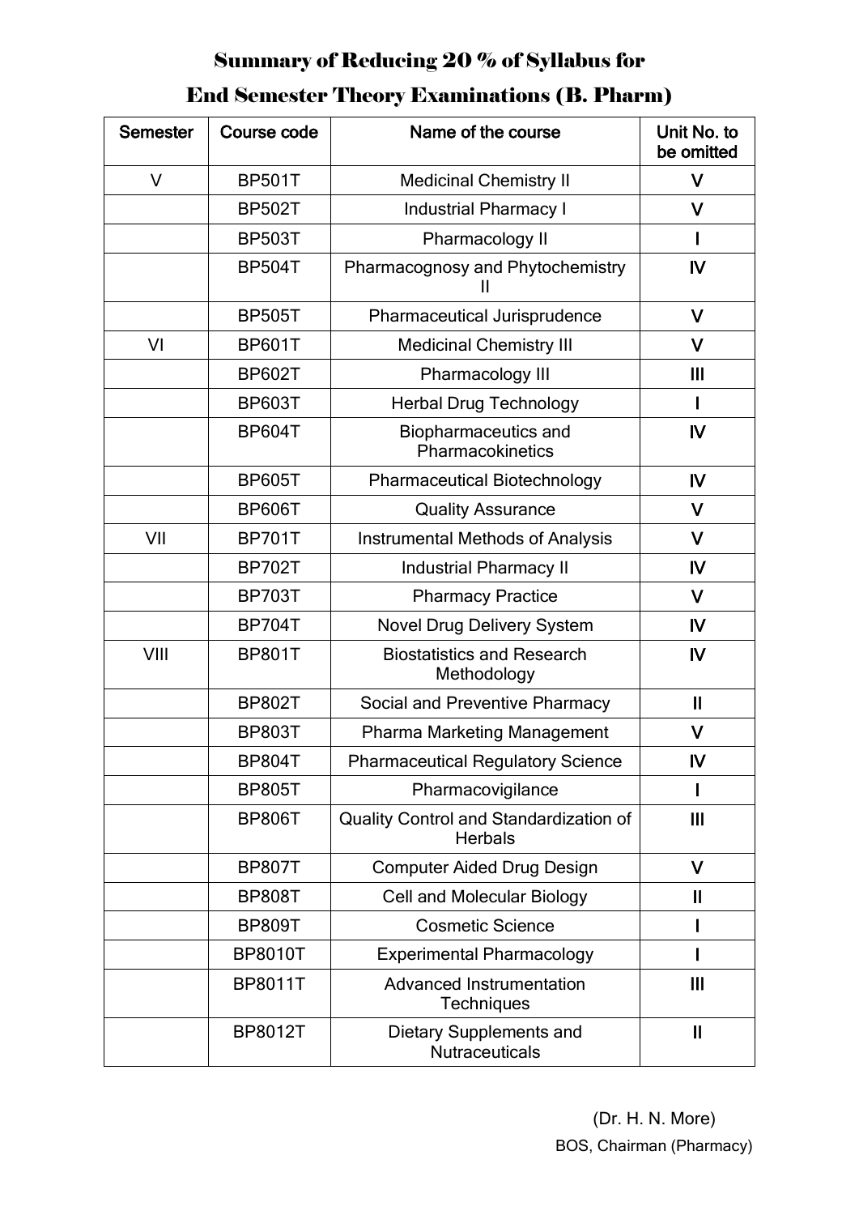# Summary of Reducing 20 % of Syllabus for End Semester Theory Examinations (B. Pharm)

| Semester | Course code | Name of the course | Unit No. to be omitted |
|---|---|---|---|
| V | BP501T | Medicinal Chemistry II | V |
| | BP502T | Industrial Pharmacy I | V |
| | BP503T | Pharmacology II | I |
| | BP504T | Pharmacognosy and Phytochemistry II | IV |
| | BP505T | Pharmaceutical Jurisprudence | V |
| VI | BP601T | Medicinal Chemistry III | V |
| | BP602T | Pharmacology III | III |
| | BP603T | Herbal Drug Technology | I |
| | BP604T | Biopharmaceutics and Pharmacokinetics | IV |
| | BP605T | Pharmaceutical Biotechnology | IV |
| | BP606T | Quality Assurance | V |
| VII | BP701T | Instrumental Methods of Analysis | V |
| | BP702T | Industrial Pharmacy II | IV |
| | BP703T | Pharmacy Practice | V |
| | BP704T | Novel Drug Delivery System | IV |
| VIII | BP801T | Biostatistics and Research Methodology | IV |
| | BP802T | Social and Preventive Pharmacy | II |
| | BP803T | Pharma Marketing Management | V |
| | BP804T | Pharmaceutical Regulatory Science | IV |
| | BP805T | Pharmacovigilance | I |
| | BP806T | Quality Control and Standardization of Herbals | III |
| | BP807T | Computer Aided Drug Design | V |
| | BP808T | Cell and Molecular Biology | II |
| | BP809T | Cosmetic Science | I |
| | BP8010T | Experimental Pharmacology | I |
| | BP8011T | Advanced Instrumentation Techniques | III |
| | BP8012T | Dietary Supplements and Nutraceuticals | II |

(Dr. H. N. More)

BOS, Chairman (Pharmacy)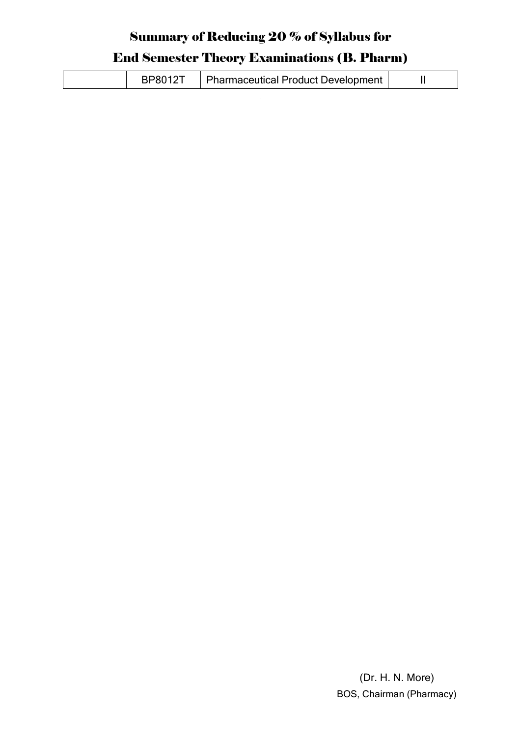# Summary of Reducing 20 % of Syllabus for

# End Semester Theory Examinations (B. Pharm)

| | | | |
|---|---|---|---|
| | BP8012T | Pharmaceutical Product Development | II |

(Dr. H. N. More)
BOS, Chairman (Pharmacy)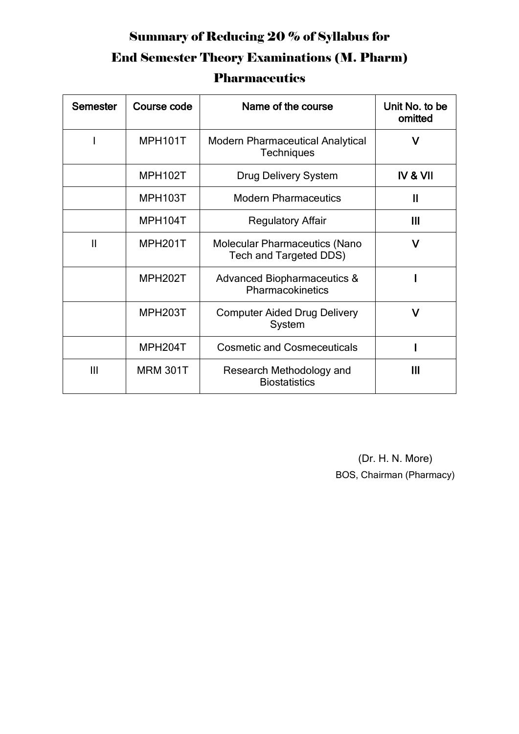# Summary of Reducing 20 % of Syllabus for End Semester Theory Examinations (M. Pharm)

## Pharmaceutics

| Semester | Course code | Name of the course | Unit No. to be omitted |
|---|---|---|---|
| I | MPH101T | Modern Pharmaceutical Analytical Techniques | V |
| | MPH102T | Drug Delivery System | IV & VII |
| | MPH103T | Modern Pharmaceutics | II |
| | MPH104T | Regulatory Affair | III |
| II | MPH201T | Molecular Pharmaceutics (Nano Tech and Targeted DDS) | V |
| | MPH202T | Advanced Biopharmaceutics & Pharmacokinetics | I |
| | MPH203T | Computer Aided Drug Delivery System | V |
| | MPH204T | Cosmetic and Cosmeceuticals | I |
| III | MRM 301T | Research Methodology and Biostatistics | III |

(Dr. H. N. More)
BOS, Chairman (Pharmacy)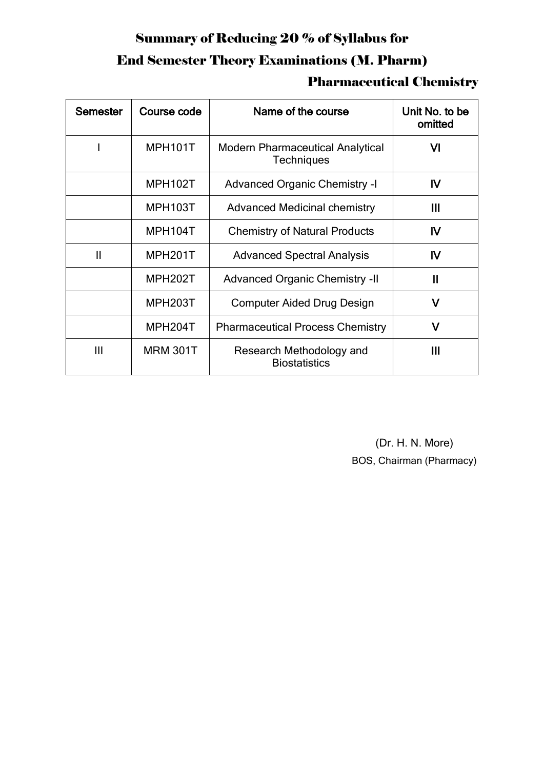# Summary of Reducing 20 % of Syllabus for End Semester Theory Examinations (M. Pharm)

## Pharmaceutical Chemistry

| Semester | Course code | Name of the course | Unit No. to be omitted |
|---|---|---|---|
| I | MPH101T | Modern Pharmaceutical Analytical Techniques | VI |
| | MPH102T | Advanced Organic Chemistry -I | IV |
| | MPH103T | Advanced Medicinal chemistry | III |
| | MPH104T | Chemistry of Natural Products | IV |
| II | MPH201T | Advanced Spectral Analysis | IV |
| | MPH202T | Advanced Organic Chemistry -II | II |
| | MPH203T | Computer Aided Drug Design | V |
| | MPH204T | Pharmaceutical Process Chemistry | V |
| III | MRM 301T | Research Methodology and Biostatistics | III |

(Dr. H. N. More)

BOS, Chairman (Pharmacy)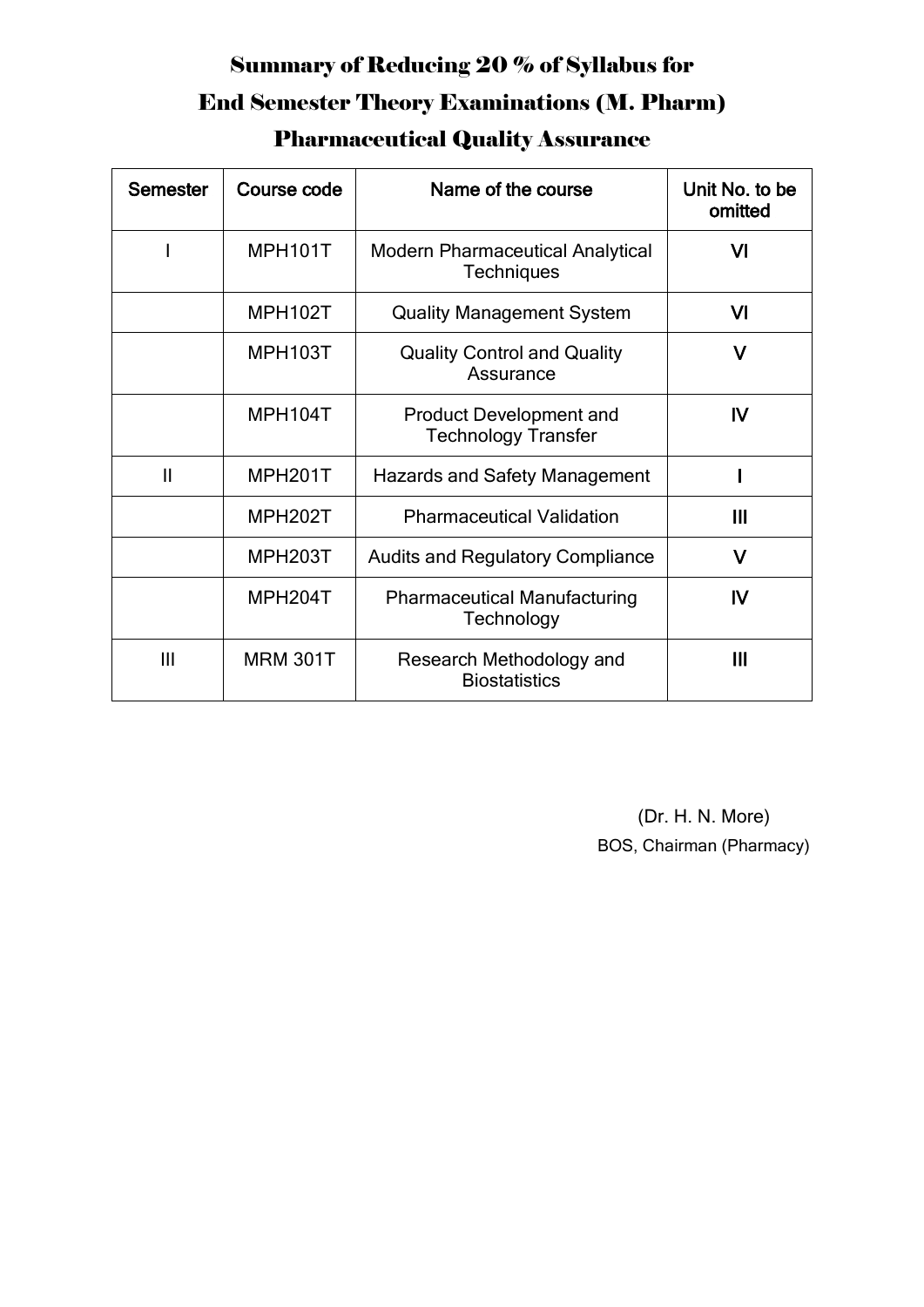# Summary of Reducing 20 % of Syllabus for
# End Semester Theory Examinations (M. Pharm)
## Pharmaceutical Quality Assurance

| Semester | Course code | Name of the course | Unit No. to be omitted |
|---|---|---|---|
| I | MPH101T | Modern Pharmaceutical Analytical Techniques | VI |
| | MPH102T | Quality Management System | VI |
| | MPH103T | Quality Control and Quality Assurance | V |
| | MPH104T | Product Development and Technology Transfer | IV |
| II | MPH201T | Hazards and Safety Management | I |
| | MPH202T | Pharmaceutical Validation | III |
| | MPH203T | Audits and Regulatory Compliance | V |
| | MPH204T | Pharmaceutical Manufacturing Technology | IV |
| III | MRM 301T | Research Methodology and Biostatistics | III |

(Dr. H. N. More)
BOS, Chairman (Pharmacy)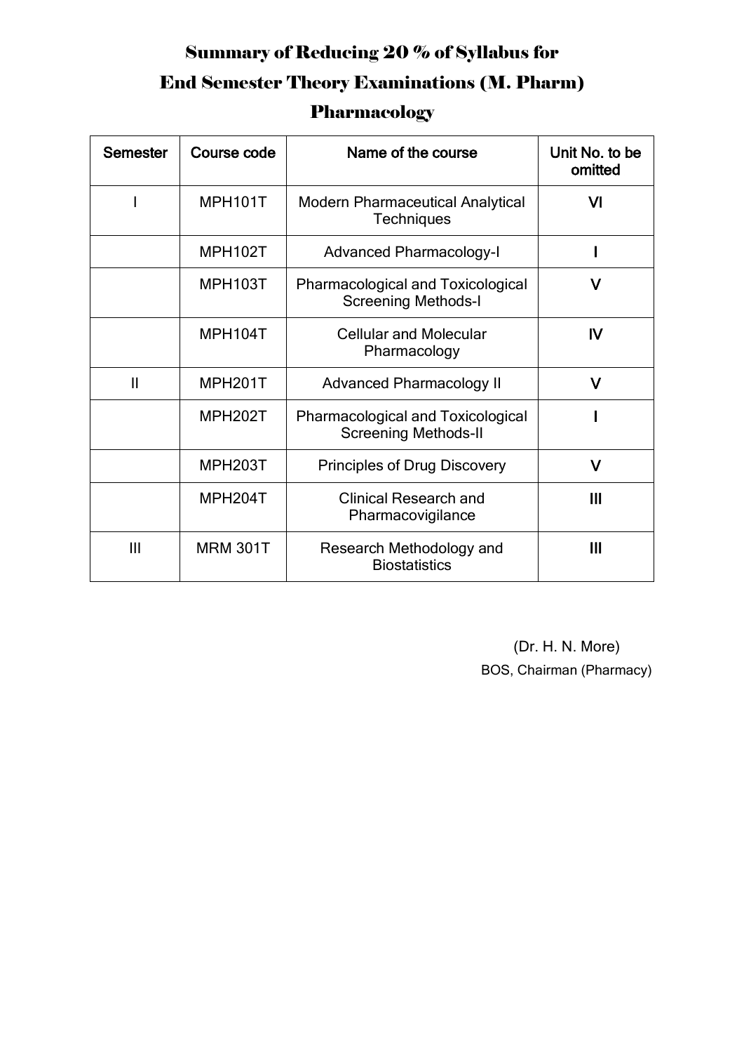# Summary of Reducing 20 % of Syllabus for End Semester Theory Examinations (M. Pharm)

## Pharmacology

| Semester | Course code | Name of the course | Unit No. to be omitted |
|---|---|---|---|
| I | MPH101T | Modern Pharmaceutical Analytical Techniques | VI |
| | MPH102T | Advanced Pharmacology-I | I |
| | MPH103T | Pharmacological and Toxicological Screening Methods-I | V |
| | MPH104T | Cellular and Molecular Pharmacology | IV |
| II | MPH201T | Advanced Pharmacology II | V |
| | MPH202T | Pharmacological and Toxicological Screening Methods-II | I |
| | MPH203T | Principles of Drug Discovery | V |
| | MPH204T | Clinical Research and Pharmacovigilance | III |
| III | MRM 301T | Research Methodology and Biostatistics | III |

(Dr. H. N. More)
BOS, Chairman (Pharmacy)